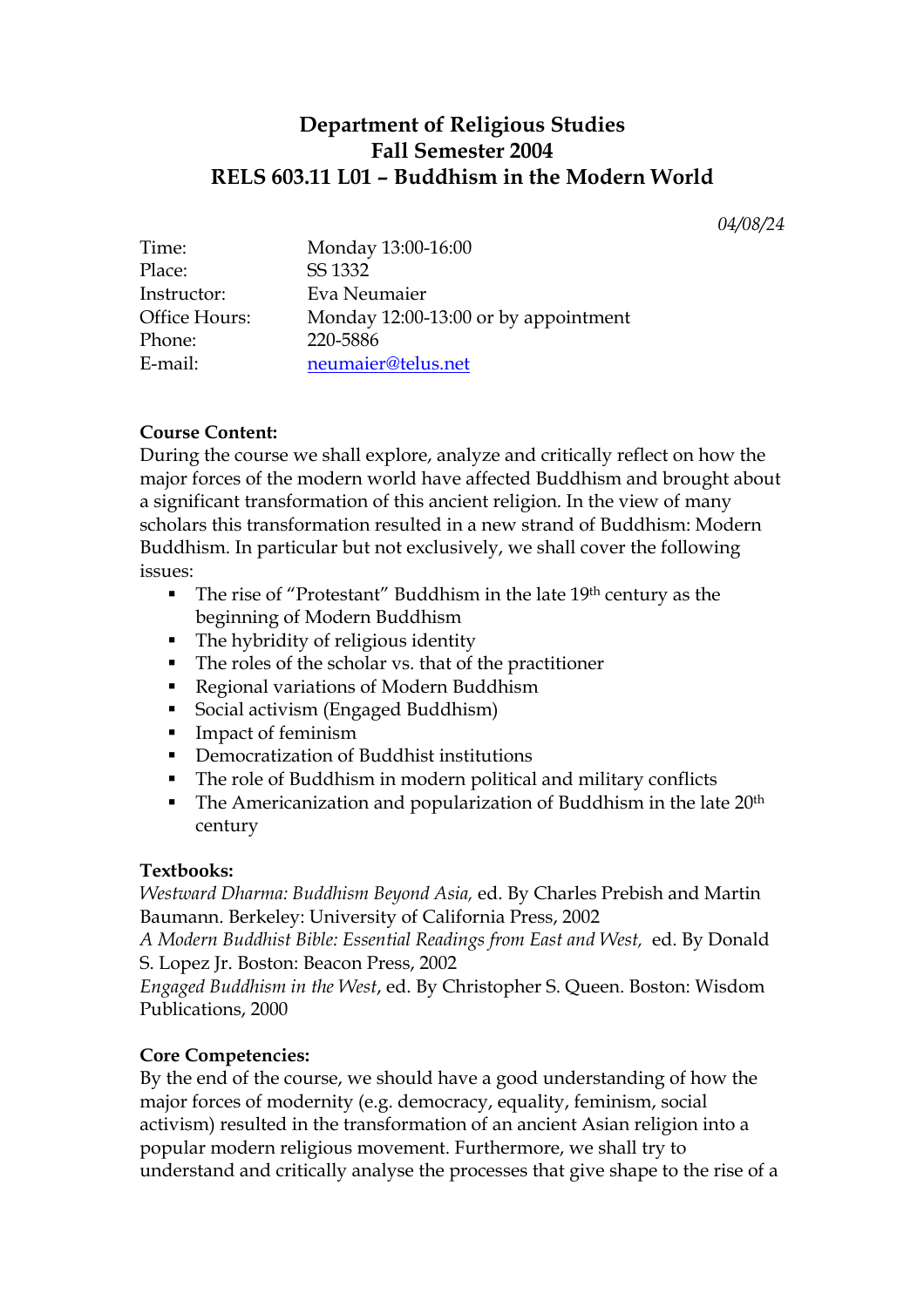# Department of Religious Studies
# Fall Semester 2004
# RELS 603.11 L01 – Buddhism in the Modern World

*04/08/24*

| | |
|---|---|
| Time: | Monday 13:00-16:00 |
| Place: | SS 1332 |
| Instructor: | Eva Neumaier |
| Office Hours: | Monday 12:00-13:00 or by appointment |
| Phone: | 220-5886 |
| E-mail: | neumaier@telus.net |

**Course Content:**
During the course we shall explore, analyze and critically reflect on how the major forces of the modern world have affected Buddhism and brought about a significant transformation of this ancient religion. In the view of many scholars this transformation resulted in a new strand of Buddhism: Modern Buddhism. In particular but not exclusively, we shall cover the following issues:

- The rise of "Protestant" Buddhism in the late 19th century as the beginning of Modern Buddhism
- The hybridity of religious identity
- The roles of the scholar vs. that of the practitioner
- Regional variations of Modern Buddhism
- Social activism (Engaged Buddhism)
- Impact of feminism
- Democratization of Buddhist institutions
- The role of Buddhism in modern political and military conflicts
- The Americanization and popularization of Buddhism in the late 20th century

**Textbooks:**
*Westward Dharma: Buddhism Beyond Asia,* ed. By Charles Prebish and Martin Baumann. Berkeley: University of California Press, 2002
*A Modern Buddhist Bible: Essential Readings from East and West,* ed. By Donald S. Lopez Jr. Boston: Beacon Press, 2002
*Engaged Buddhism in the West*, ed. By Christopher S. Queen. Boston: Wisdom Publications, 2000

**Core Competencies:**
By the end of the course, we should have a good understanding of how the major forces of modernity (e.g. democracy, equality, feminism, social activism) resulted in the transformation of an ancient Asian religion into a popular modern religious movement. Furthermore, we shall try to understand and critically analyse the processes that give shape to the rise of a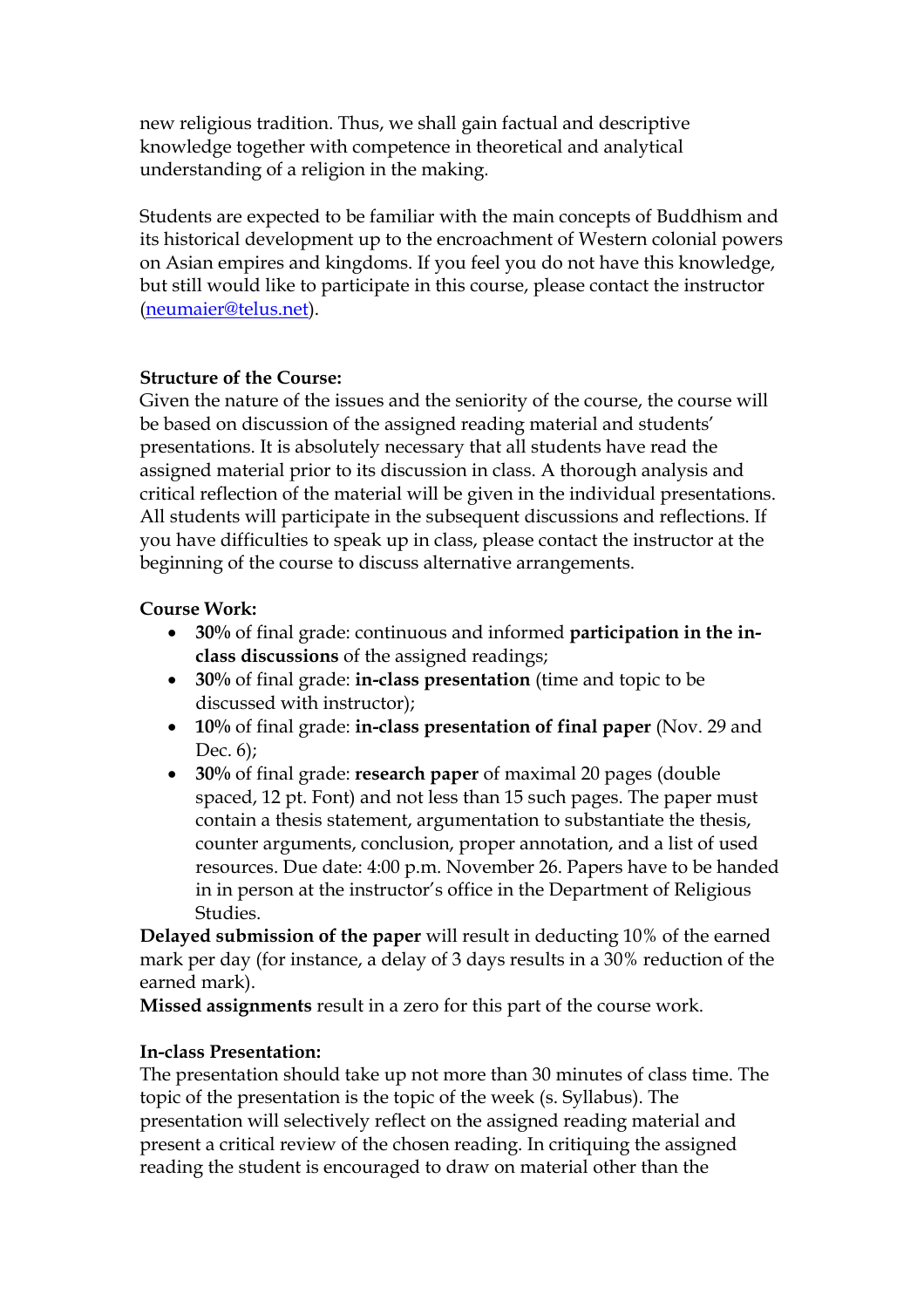new religious tradition. Thus, we shall gain factual and descriptive knowledge together with competence in theoretical and analytical understanding of a religion in the making.

Students are expected to be familiar with the main concepts of Buddhism and its historical development up to the encroachment of Western colonial powers on Asian empires and kingdoms. If you feel you do not have this knowledge, but still would like to participate in this course, please contact the instructor (neumaier@telus.net).

**Structure of the Course:**
Given the nature of the issues and the seniority of the course, the course will be based on discussion of the assigned reading material and students' presentations. It is absolutely necessary that all students have read the assigned material prior to its discussion in class. A thorough analysis and critical reflection of the material will be given in the individual presentations. All students will participate in the subsequent discussions and reflections. If you have difficulties to speak up in class, please contact the instructor at the beginning of the course to discuss alternative arrangements.

**Course Work:**

- **30%** of final grade: continuous and informed **participation in the in-class discussions** of the assigned readings;
- **30%** of final grade: **in-class presentation** (time and topic to be discussed with instructor);
- **10%** of final grade: **in-class presentation of final paper** (Nov. 29 and Dec. 6);
- **30%** of final grade: **research paper** of maximal 20 pages (double spaced, 12 pt. Font) and not less than 15 such pages. The paper must contain a thesis statement, argumentation to substantiate the thesis, counter arguments, conclusion, proper annotation, and a list of used resources. Due date: 4:00 p.m. November 26. Papers have to be handed in in person at the instructor's office in the Department of Religious Studies.

**Delayed submission of the paper** will result in deducting 10% of the earned mark per day (for instance, a delay of 3 days results in a 30% reduction of the earned mark).
**Missed assignments** result in a zero for this part of the course work.

**In-class Presentation:**
The presentation should take up not more than 30 minutes of class time. The topic of the presentation is the topic of the week (s. Syllabus). The presentation will selectively reflect on the assigned reading material and present a critical review of the chosen reading. In critiquing the assigned reading the student is encouraged to draw on material other than the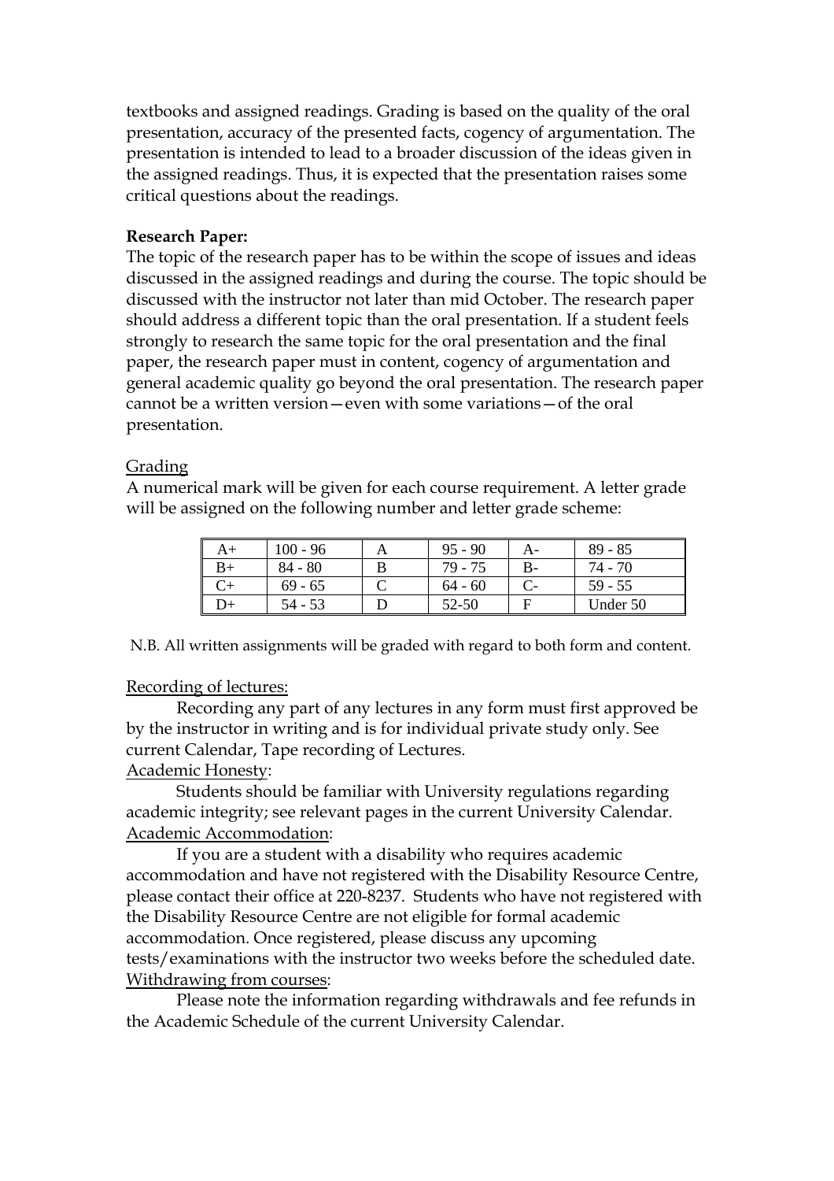textbooks and assigned readings. Grading is based on the quality of the oral presentation, accuracy of the presented facts, cogency of argumentation. The presentation is intended to lead to a broader discussion of the ideas given in the assigned readings. Thus, it is expected that the presentation raises some critical questions about the readings.

**Research Paper:**

The topic of the research paper has to be within the scope of issues and ideas discussed in the assigned readings and during the course. The topic should be discussed with the instructor not later than mid October. The research paper should address a different topic than the oral presentation. If a student feels strongly to research the same topic for the oral presentation and the final paper, the research paper must in content, cogency of argumentation and general academic quality go beyond the oral presentation. The research paper cannot be a written version—even with some variations—of the oral presentation.

Grading

A numerical mark will be given for each course requirement. A letter grade will be assigned on the following number and letter grade scheme:

| | | | | | |
|---|---|---|---|---|---|
| A+ | 100 - 96 | A | 95 - 90 | A- | 89 - 85 |
| B+ | 84 - 80 | B | 79 - 75 | B- | 74 - 70 |
| C+ | 69 - 65 | C | 64 - 60 | C- | 59 - 55 |
| D+ | 54 - 53 | D | 52-50 | F | Under 50 |

N.B. All written assignments will be graded with regard to both form and content.

Recording of lectures:

Recording any part of any lectures in any form must first approved be by the instructor in writing and is for individual private study only. See current Calendar, Tape recording of Lectures.

Academic Honesty:

Students should be familiar with University regulations regarding academic integrity; see relevant pages in the current University Calendar.

Academic Accommodation:

If you are a student with a disability who requires academic accommodation and have not registered with the Disability Resource Centre, please contact their office at 220-8237. Students who have not registered with the Disability Resource Centre are not eligible for formal academic accommodation. Once registered, please discuss any upcoming tests/examinations with the instructor two weeks before the scheduled date.

Withdrawing from courses:

Please note the information regarding withdrawals and fee refunds in the Academic Schedule of the current University Calendar.